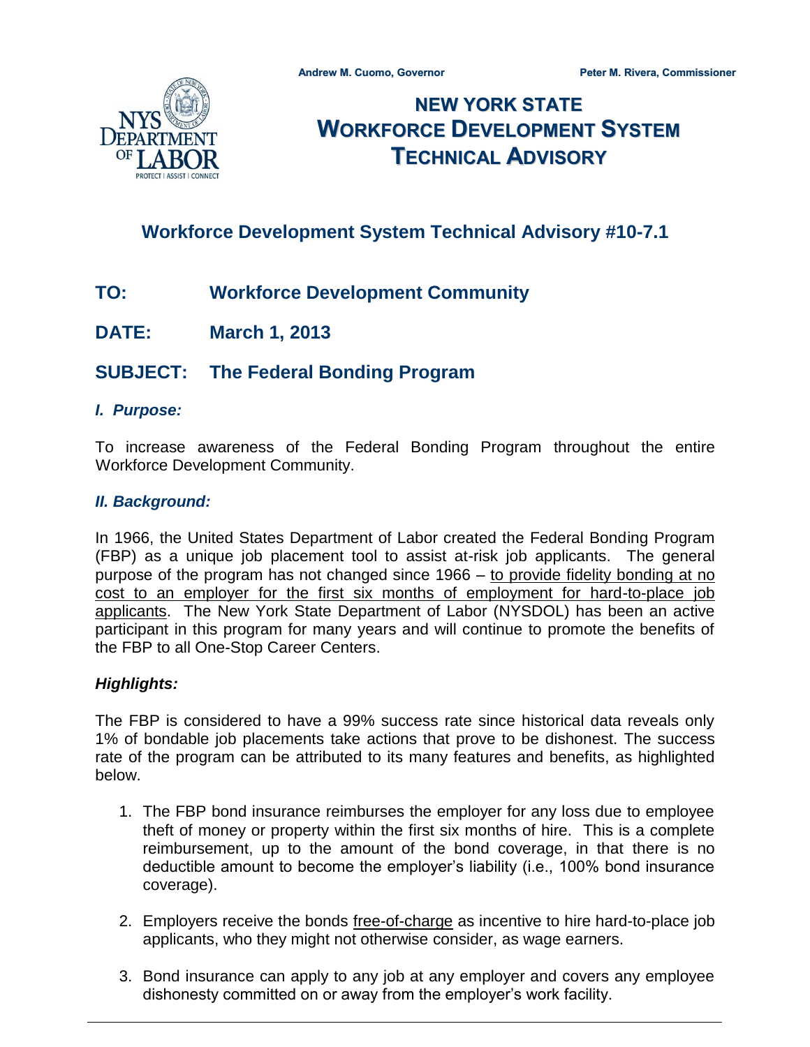Andrew M. Cuomo, Governor                Peter M. Rivera, Commissioner

# NEW YORK STATE WORKFORCE DEVELOPMENT SYSTEM TECHNICAL ADVISORY

## Workforce Development System Technical Advisory #10-7.1

**TO:** Workforce Development Community

**DATE:** March 1, 2013

**SUBJECT:** The Federal Bonding Program

### *I. Purpose:*

To increase awareness of the Federal Bonding Program throughout the entire Workforce Development Community.

### *II. Background:*

In 1966, the United States Department of Labor created the Federal Bonding Program (FBP) as a unique job placement tool to assist at-risk job applicants. The general purpose of the program has not changed since 1966 – <u>to provide fidelity bonding at no cost to an employer for the first six months of employment for hard-to-place job applicants</u>. The New York State Department of Labor (NYSDOL) has been an active participant in this program for many years and will continue to promote the benefits of the FBP to all One-Stop Career Centers.

### *Highlights:*

The FBP is considered to have a 99% success rate since historical data reveals only 1% of bondable job placements take actions that prove to be dishonest. The success rate of the program can be attributed to its many features and benefits, as highlighted below.

1. The FBP bond insurance reimburses the employer for any loss due to employee theft of money or property within the first six months of hire. This is a complete reimbursement, up to the amount of the bond coverage, in that there is no deductible amount to become the employer's liability (i.e., 100% bond insurance coverage).

2. Employers receive the bonds <u>free-of-charge</u> as incentive to hire hard-to-place job applicants, who they might not otherwise consider, as wage earners.

3. Bond insurance can apply to any job at any employer and covers any employee dishonesty committed on or away from the employer's work facility.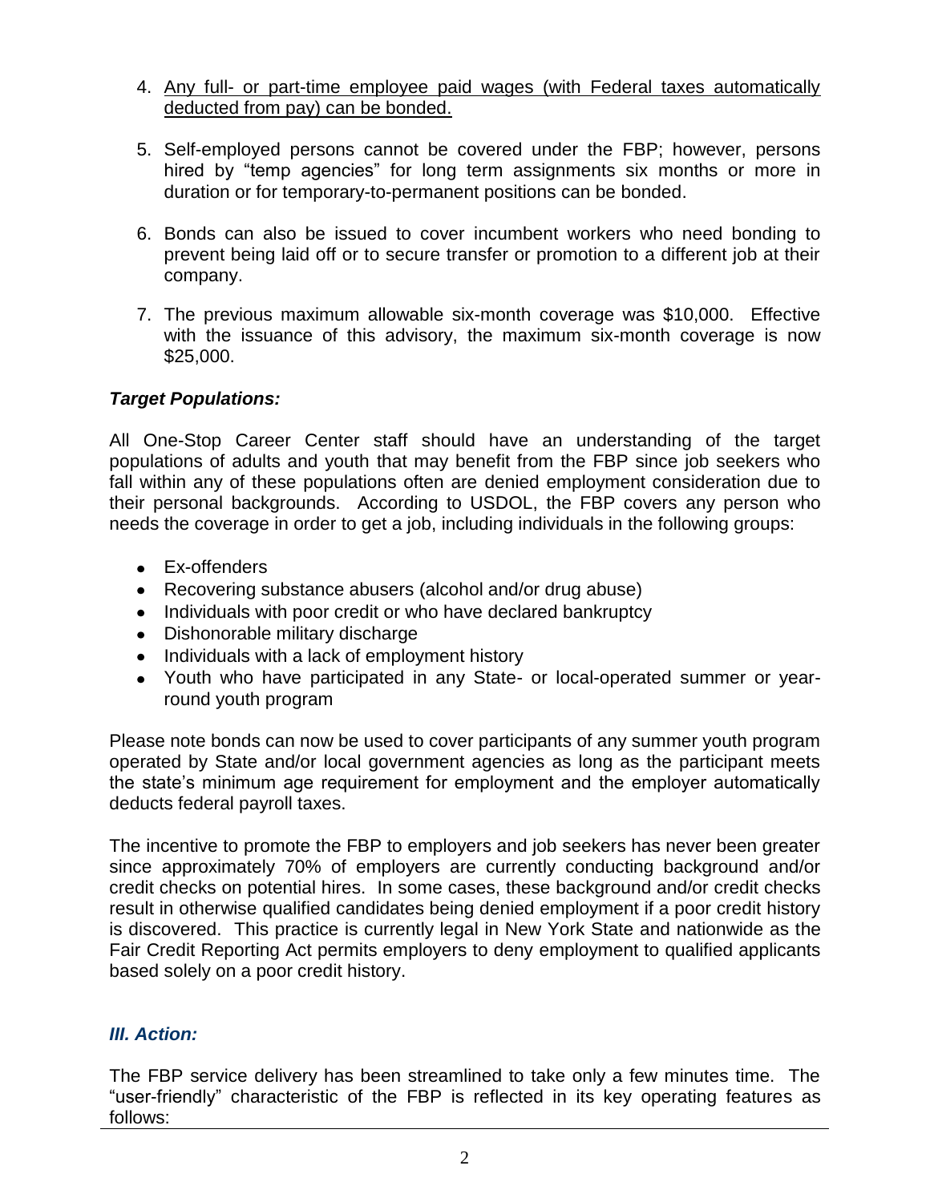4. <u>Any full- or part-time employee paid wages (with Federal taxes automatically deducted from pay) can be bonded.</u>

5. Self-employed persons cannot be covered under the FBP; however, persons hired by "temp agencies" for long term assignments six months or more in duration or for temporary-to-permanent positions can be bonded.

6. Bonds can also be issued to cover incumbent workers who need bonding to prevent being laid off or to secure transfer or promotion to a different job at their company.

7. The previous maximum allowable six-month coverage was $10,000. Effective with the issuance of this advisory, the maximum six-month coverage is now $25,000.

### *Target Populations:*

All One-Stop Career Center staff should have an understanding of the target populations of adults and youth that may benefit from the FBP since job seekers who fall within any of these populations often are denied employment consideration due to their personal backgrounds. According to USDOL, the FBP covers any person who needs the coverage in order to get a job, including individuals in the following groups:

- Ex-offenders
- Recovering substance abusers (alcohol and/or drug abuse)
- Individuals with poor credit or who have declared bankruptcy
- Dishonorable military discharge
- Individuals with a lack of employment history
- Youth who have participated in any State- or local-operated summer or year-round youth program

Please note bonds can now be used to cover participants of any summer youth program operated by State and/or local government agencies as long as the participant meets the state's minimum age requirement for employment and the employer automatically deducts federal payroll taxes.

The incentive to promote the FBP to employers and job seekers has never been greater since approximately 70% of employers are currently conducting background and/or credit checks on potential hires. In some cases, these background and/or credit checks result in otherwise qualified candidates being denied employment if a poor credit history is discovered. This practice is currently legal in New York State and nationwide as the Fair Credit Reporting Act permits employers to deny employment to qualified applicants based solely on a poor credit history.

## *III. Action:*

The FBP service delivery has been streamlined to take only a few minutes time. The "user-friendly" characteristic of the FBP is reflected in its key operating features as follows: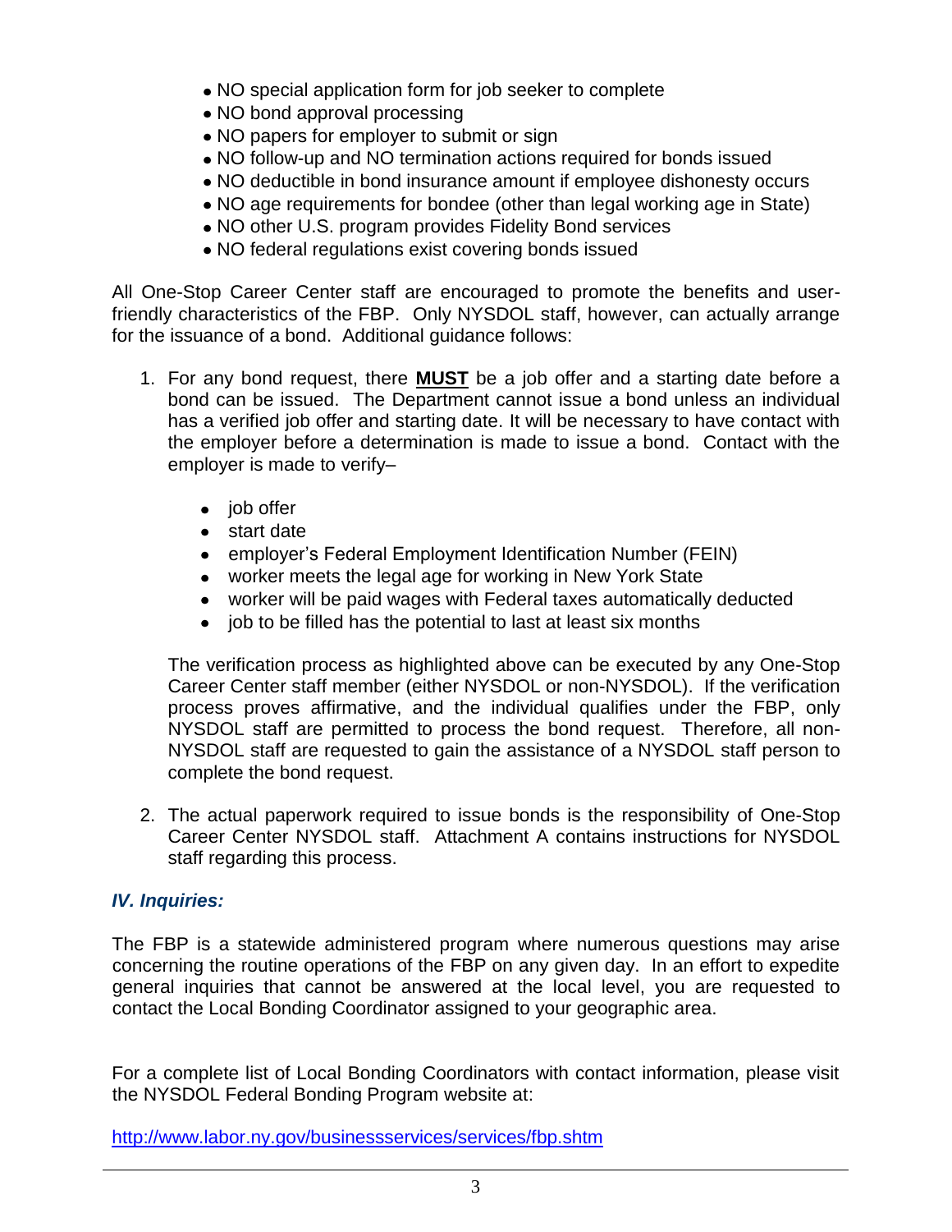- NO special application form for job seeker to complete
- NO bond approval processing
- NO papers for employer to submit or sign
- NO follow-up and NO termination actions required for bonds issued
- NO deductible in bond insurance amount if employee dishonesty occurs
- NO age requirements for bondee (other than legal working age in State)
- NO other U.S. program provides Fidelity Bond services
- NO federal regulations exist covering bonds issued

All One-Stop Career Center staff are encouraged to promote the benefits and user-friendly characteristics of the FBP. Only NYSDOL staff, however, can actually arrange for the issuance of a bond. Additional guidance follows:

1. For any bond request, there **MUST** be a job offer and a starting date before a bond can be issued. The Department cannot issue a bond unless an individual has a verified job offer and starting date. It will be necessary to have contact with the employer before a determination is made to issue a bond. Contact with the employer is made to verify–

   - job offer
   - start date
   - employer's Federal Employment Identification Number (FEIN)
   - worker meets the legal age for working in New York State
   - worker will be paid wages with Federal taxes automatically deducted
   - job to be filled has the potential to last at least six months

   The verification process as highlighted above can be executed by any One-Stop Career Center staff member (either NYSDOL or non-NYSDOL). If the verification process proves affirmative, and the individual qualifies under the FBP, only NYSDOL staff are permitted to process the bond request. Therefore, all non-NYSDOL staff are requested to gain the assistance of a NYSDOL staff person to complete the bond request.

2. The actual paperwork required to issue bonds is the responsibility of One-Stop Career Center NYSDOL staff. Attachment A contains instructions for NYSDOL staff regarding this process.

### *IV. Inquiries:*

The FBP is a statewide administered program where numerous questions may arise concerning the routine operations of the FBP on any given day. In an effort to expedite general inquiries that cannot be answered at the local level, you are requested to contact the Local Bonding Coordinator assigned to your geographic area.

For a complete list of Local Bonding Coordinators with contact information, please visit the NYSDOL Federal Bonding Program website at:

http://www.labor.ny.gov/businessservices/services/fbp.shtm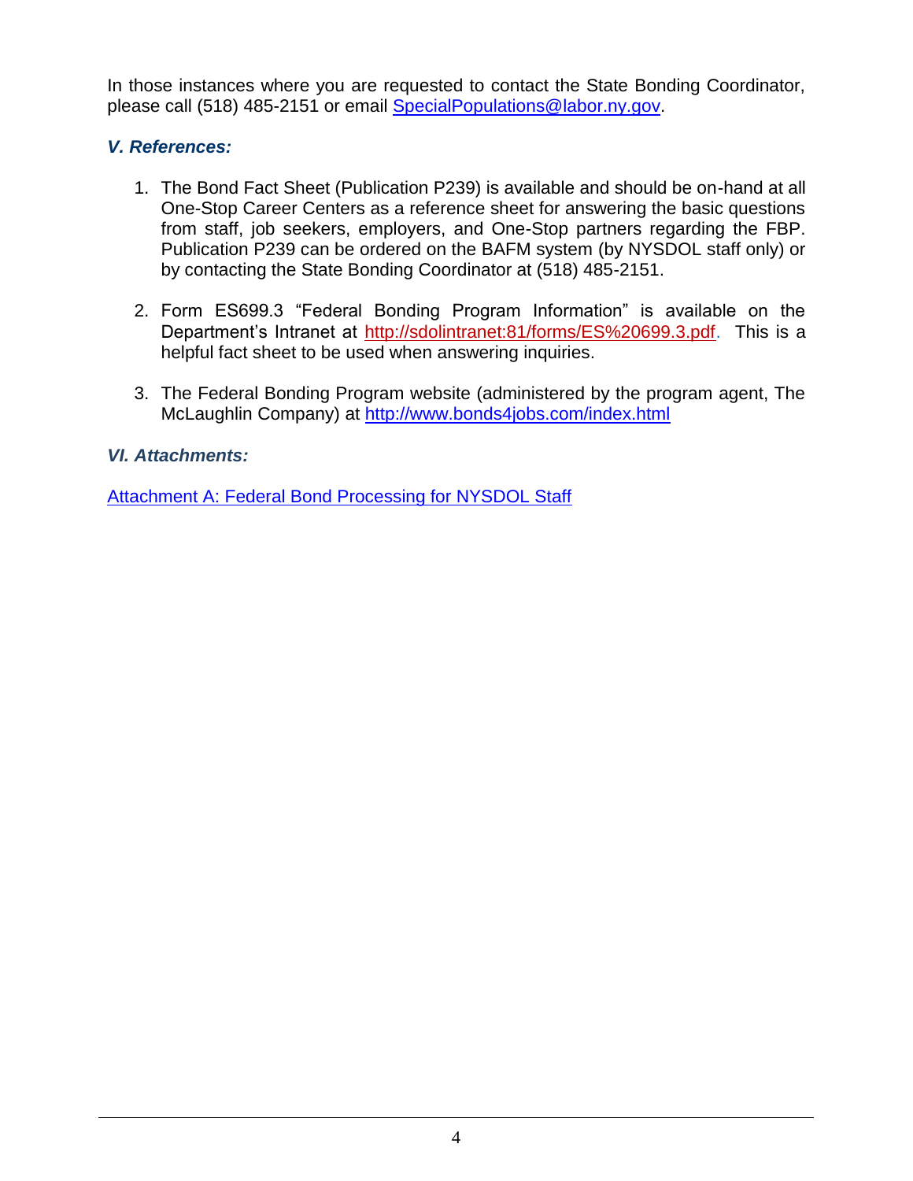In those instances where you are requested to contact the State Bonding Coordinator, please call (518) 485-2151 or email [SpecialPopulations@labor.ny.gov](mailto:SpecialPopulations@labor.ny.gov).

### *V. References:*

1. The Bond Fact Sheet (Publication P239) is available and should be on-hand at all One-Stop Career Centers as a reference sheet for answering the basic questions from staff, job seekers, employers, and One-Stop partners regarding the FBP. Publication P239 can be ordered on the BAFM system (by NYSDOL staff only) or by contacting the State Bonding Coordinator at (518) 485-2151.

2. Form ES699.3 "Federal Bonding Program Information" is available on the Department's Intranet at [http://sdolintranet:81/forms/ES%20699.3.pdf](http://sdolintranet:81/forms/ES%20699.3.pdf). This is a helpful fact sheet to be used when answering inquiries.

3. The Federal Bonding Program website (administered by the program agent, The McLaughlin Company) at [http://www.bonds4jobs.com/index.html](http://www.bonds4jobs.com/index.html)

### *VI. Attachments:*

[Attachment A: Federal Bond Processing for NYSDOL Staff]()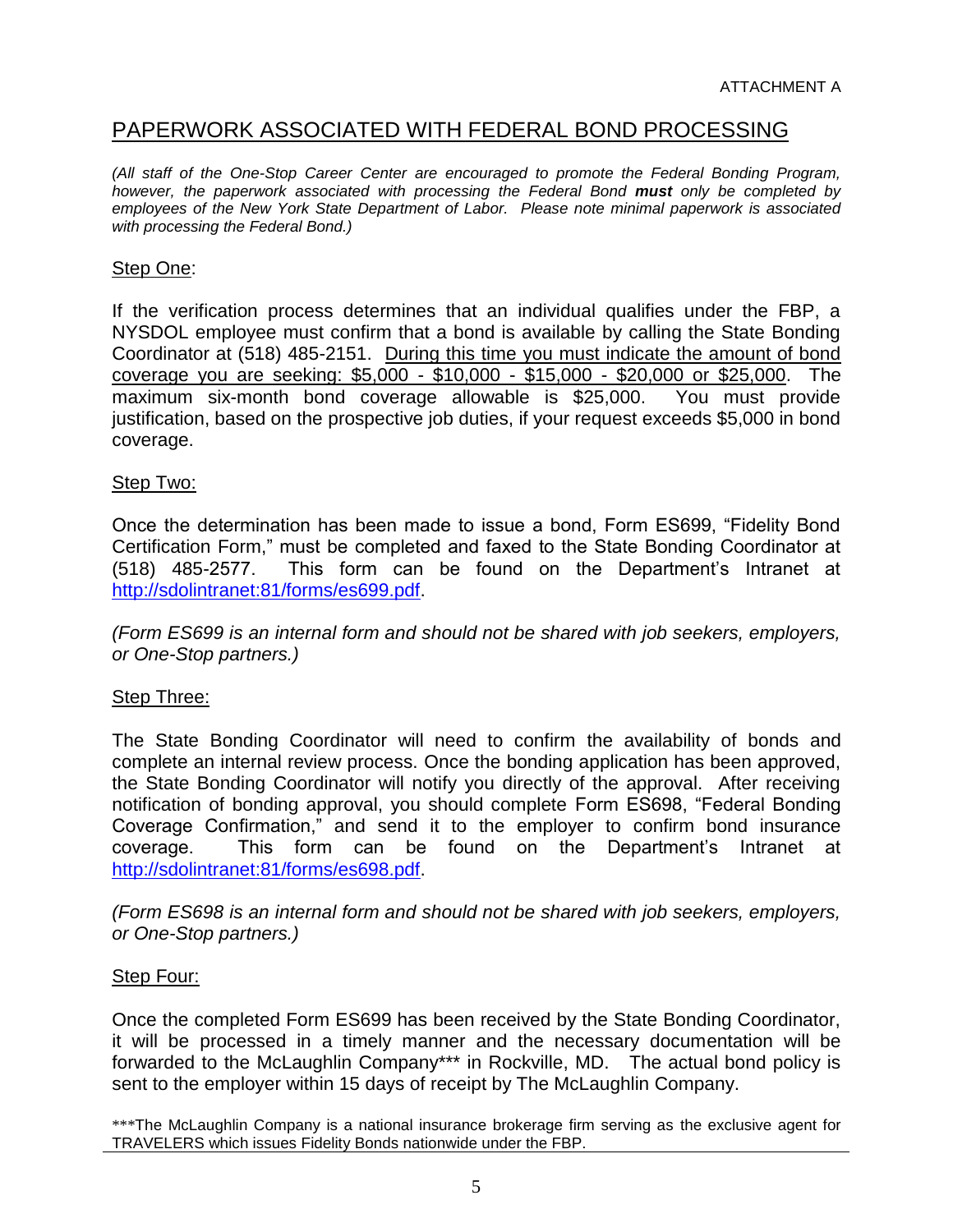ATTACHMENT A

# PAPERWORK ASSOCIATED WITH FEDERAL BOND PROCESSING

*(All staff of the One-Stop Career Center are encouraged to promote the Federal Bonding Program, however, the paperwork associated with processing the Federal Bond **must** only be completed by employees of the New York State Department of Labor. Please note minimal paperwork is associated with processing the Federal Bond.)*

## Step One:

If the verification process determines that an individual qualifies under the FBP, a NYSDOL employee must confirm that a bond is available by calling the State Bonding Coordinator at (518) 485-2151. During this time you must indicate the amount of bond coverage you are seeking: $5,000 - $10,000 - $15,000 - $20,000 or $25,000. The maximum six-month bond coverage allowable is $25,000. You must provide justification, based on the prospective job duties, if your request exceeds $5,000 in bond coverage.

## Step Two:

Once the determination has been made to issue a bond, Form ES699, "Fidelity Bond Certification Form," must be completed and faxed to the State Bonding Coordinator at (518) 485-2577. This form can be found on the Department's Intranet at http://sdolintranet:81/forms/es699.pdf.

*(Form ES699 is an internal form and should not be shared with job seekers, employers, or One-Stop partners.)*

## Step Three:

The State Bonding Coordinator will need to confirm the availability of bonds and complete an internal review process. Once the bonding application has been approved, the State Bonding Coordinator will notify you directly of the approval. After receiving notification of bonding approval, you should complete Form ES698, "Federal Bonding Coverage Confirmation," and send it to the employer to confirm bond insurance coverage. This form can be found on the Department's Intranet at http://sdolintranet:81/forms/es698.pdf.

*(Form ES698 is an internal form and should not be shared with job seekers, employers, or One-Stop partners.)*

## Step Four:

Once the completed Form ES699 has been received by the State Bonding Coordinator, it will be processed in a timely manner and the necessary documentation will be forwarded to the McLaughlin Company*** in Rockville, MD. The actual bond policy is sent to the employer within 15 days of receipt by The McLaughlin Company.

***The McLaughlin Company is a national insurance brokerage firm serving as the exclusive agent for TRAVELERS which issues Fidelity Bonds nationwide under the FBP.